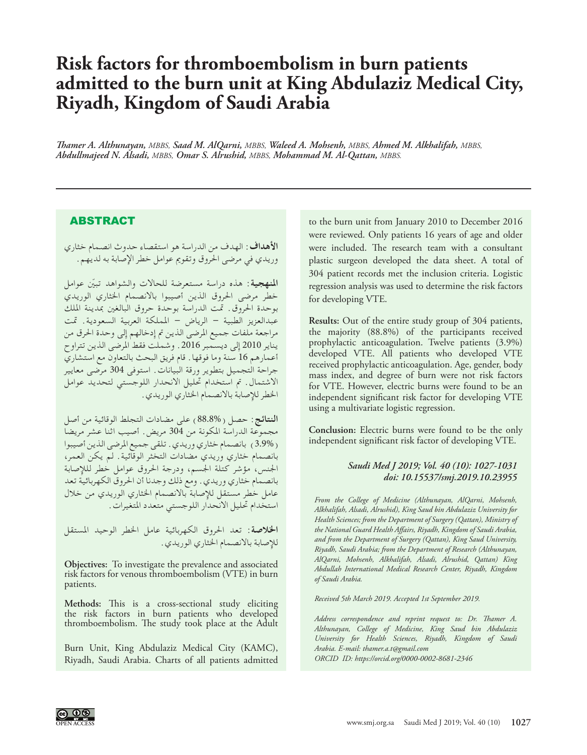# Risk factors for thromboembolism in burn patients admitted to the burn unit at King Abdulaziz Medical City, Riyadh, Kingdom of Saudi Arabia

*Thamer A. Althunayan, MBBS, Saad M. AlQarni, MBBS, Waleed A. Mohsenh, MBBS, Ahmed M. Alkhalifah, MBBS, Abdullmajeed N. Alsadi, MBBS, Omar S. Alrushid, MBBS, Mohammad M. Al-Qattan, MBBS.*

## ABSTRACT

**الأهداف**: الهدف من الدراسة هو استقصاء حدوث انصمام خثاري وريدي في مرضى الحروق وتقويم عوامل خطر الإصابة به لديهم.

**المنهجية**: هذه دراسة مستعرضة للحالات والشواهد تبيّن عوامل خطر مرضى الحروق الذين أصيبوا بالانصمام الخثاري الوريدي بوحدة الحروق. تمت الدراسة بوحدة حروق البالغين بمدينة الملك عبدالعزيز الطبية – الرياض – المملكة العربية السعودية. تمت مراجعة ملفات جميع المرضى الذين تم إدخالهم إلى وحدة الحرق من يناير 2010 إلى ديسمبر 2016. وشملت فقط المرضى الذين تتراوح أعمارهم 16 سنة وما فوقها. قام فريق البحث بالتعاون مع استشاري جراحة التجميل بتطوير ورقة البيانات. استوفى 304 مرضى معايير الاشتمال. تم استخدام تحليل الانحدار اللوجستي لتحديد عوامل الخطر للإصابة بالانصمام الخثاري الوريدي.

**النتائج**: حصل (88.8%) على مضادات التجلط الوقائية من أصل مجموعة الدراسة المكونة من 304 مريض. أصيب اثنا عشر مريضا (3.9%) بانصمام خثاري وريدي. تلقى جميع المرضى الذين أصيبوا بانصمام خثاري وريدي مضادات التخثر الوقائية. لم يكن العمر، الجنس، مؤشر كتلة الجسم، ودرجة الحروق عوامل خطر للإصابة بانصمام خثاري وريدي. ومع ذلك وجدنا أن الحروق الكهربائية تعد عامل خطر مستقل للإصابة بالانصمام الخثاري الوريدي من خلال استخدام تحليل الانحدار اللوجستي متعدد المتغيرات.

**الخلاصة**: تعد الحروق الكهربائية عامل الخطر الوحيد المستقل للإصابة بالانصمام الخثاري الوريدي.

**Objectives:** To investigate the prevalence and associated risk factors for venous thromboembolism (VTE) in burn patients.

**Methods:** This is a cross-sectional study eliciting the risk factors in burn patients who developed thromboembolism. The study took place at the Adult Burn Unit, King Abdulaziz Medical City (KAMC), Riyadh, Saudi Arabia. Charts of all patients admitted to the burn unit from January 2010 to December 2016 were reviewed. Only patients 16 years of age and older were included. The research team with a consultant plastic surgeon developed the data sheet. A total of 304 patient records met the inclusion criteria. Logistic regression analysis was used to determine the risk factors for developing VTE.

**Results:** Out of the entire study group of 304 patients, the majority (88.8%) of the participants received prophylactic anticoagulation. Twelve patients (3.9%) developed VTE. All patients who developed VTE received prophylactic anticoagulation. Age, gender, body mass index, and degree of burn were not risk factors for VTE. However, electric burns were found to be an independent significant risk factor for developing VTE using a multivariate logistic regression.

**Conclusion:** Electric burns were found to be the only independent significant risk factor of developing VTE.

*Saudi Med J 2019; Vol. 40 (10): 1027-1031*
*doi: 10.15537/smj.2019.10.23955*

*From the College of Medicine (Althunayan, AlQarni, Mohsenh, Alkhalifah, Alsadi, Alrushid), King Saud bin Abdulaziz University for Health Sciences; from the Department of Surgery (Qattan), Ministry of the National Guard Health Affairs, Riyadh, Kingdom of Saudi Arabia, and from the Department of Surgery (Qattan), King Saud University, Riyadh, Saudi Arabia; from the Department of Research (Althunayan, AlQarni, Mohsenh, Alkhalifah, Alsadi, Alrushid, Qattan) King Abdullah International Medical Research Center, Riyadh, Kingdom of Saudi Arabia.*

*Received 5th March 2019. Accepted 1st September 2019.*

*Address correspondence and reprint request to: Dr. Thamer A. Althunayan, College of Medicine, King Saud bin Abdulaziz University for Health Sciences, Riyadh, Kingdom of Saudi Arabia. E-mail: thamer.a.t@gmail.com*
*ORCID ID: https://orcid.org/0000-0002-8681-2346*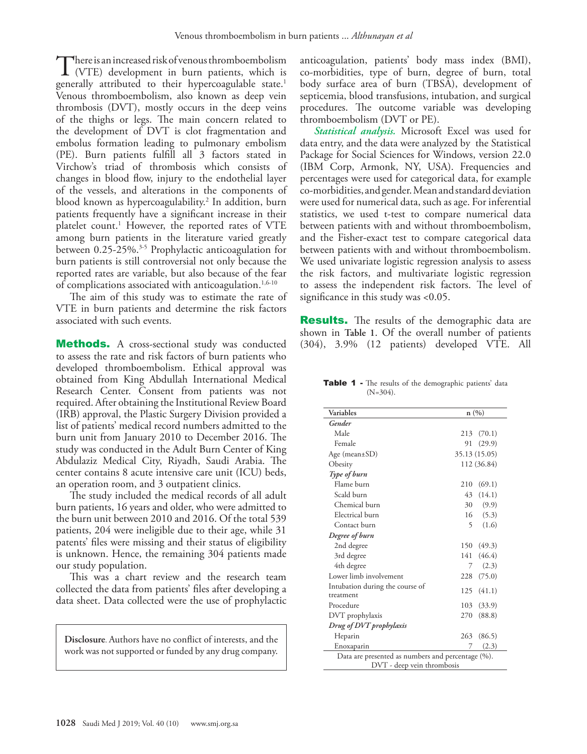There is an increased risk of venous thromboembolism (VTE) development in burn patients, which is generally attributed to their hypercoagulable state.[1] Venous thromboembolism, also known as deep vein thrombosis (DVT), mostly occurs in the deep veins of the thighs or legs. The main concern related to the development of DVT is clot fragmentation and embolus formation leading to pulmonary embolism (PE). Burn patients fulfill all 3 factors stated in Virchow's triad of thrombosis which consists of changes in blood flow, injury to the endothelial layer of the vessels, and alterations in the components of blood known as hypercoagulability.[2] In addition, burn patients frequently have a significant increase in their platelet count.[1] However, the reported rates of VTE among burn patients in the literature varied greatly between 0.25-25%.[3-5] Prophylactic anticoagulation for burn patients is still controversial not only because the reported rates are variable, but also because of the fear of complications associated with anticoagulation.[1,6-10]

The aim of this study was to estimate the rate of VTE in burn patients and determine the risk factors associated with such events.

**Methods.** A cross-sectional study was conducted to assess the rate and risk factors of burn patients who developed thromboembolism. Ethical approval was obtained from King Abdullah International Medical Research Center. Consent from patients was not required. After obtaining the Institutional Review Board (IRB) approval, the Plastic Surgery Division provided a list of patients' medical record numbers admitted to the burn unit from January 2010 to December 2016. The study was conducted in the Adult Burn Center of King Abdulaziz Medical City, Riyadh, Saudi Arabia. The center contains 8 acute intensive care unit (ICU) beds, an operation room, and 3 outpatient clinics.

The study included the medical records of all adult burn patients, 16 years and older, who were admitted to the burn unit between 2010 and 2016. Of the total 539 patients, 204 were ineligible due to their age, while 31 patents' files were missing and their status of eligibility is unknown. Hence, the remaining 304 patients made our study population.

This was a chart review and the research team collected the data from patients' files after developing a data sheet. Data collected were the use of prophylactic anticoagulation, patients' body mass index (BMI), co-morbidities, type of burn, degree of burn, total body surface area of burn (TBSA), development of septicemia, blood transfusions, intubation, and surgical procedures. The outcome variable was developing thromboembolism (DVT or PE).

***Statistical analysis.*** Microsoft Excel was used for data entry, and the data were analyzed by the Statistical Package for Social Sciences for Windows, version 22.0 (IBM Corp, Armonk, NY, USA). Frequencies and percentages were used for categorical data, for example co-morbidities, and gender. Mean and standard deviation were used for numerical data, such as age. For inferential statistics, we used t-test to compare numerical data between patients with and without thromboembolism, and the Fisher-exact test to compare categorical data between patients with and without thromboembolism. We used univariate logistic regression analysis to assess the risk factors, and multivariate logistic regression to assess the independent risk factors. The level of significance in this study was <0.05.

**Results.** The results of the demographic data are shown in **Table 1**. Of the overall number of patients (304), 3.9% (12 patients) developed VTE. All

**Disclosure**. Authors have no conflict of interests, and the work was not supported or funded by any drug company.

**Table 1** - The results of the demographic patients' data (N=304).

| Variables | n (%) |
|---|---|
| ***Gender*** | |
| Male | 213 (70.1) |
| Female | 91 (29.9) |
| Age (mean±SD) | 35.13 (15.05) |
| Obesity | 112 (36.84) |
| ***Type of burn*** | |
| Flame burn | 210 (69.1) |
| Scald burn | 43 (14.1) |
| Chemical burn | 30 (9.9) |
| Electrical burn | 16 (5.3) |
| Contact burn | 5 (1.6) |
| ***Degree of burn*** | |
| 2nd degree | 150 (49.3) |
| 3rd degree | 141 (46.4) |
| 4th degree | 7 (2.3) |
| Lower limb involvement | 228 (75.0) |
| Intubation during the course of treatment | 125 (41.1) |
| Procedure | 103 (33.9) |
| DVT prophylaxis | 270 (88.8) |
| ***Drug of DVT prophylaxis*** | |
| Heparin | 263 (86.5) |
| Enoxaparin | 7 (2.3) |

Data are presented as numbers and percentage (%). DVT - deep vein thrombosis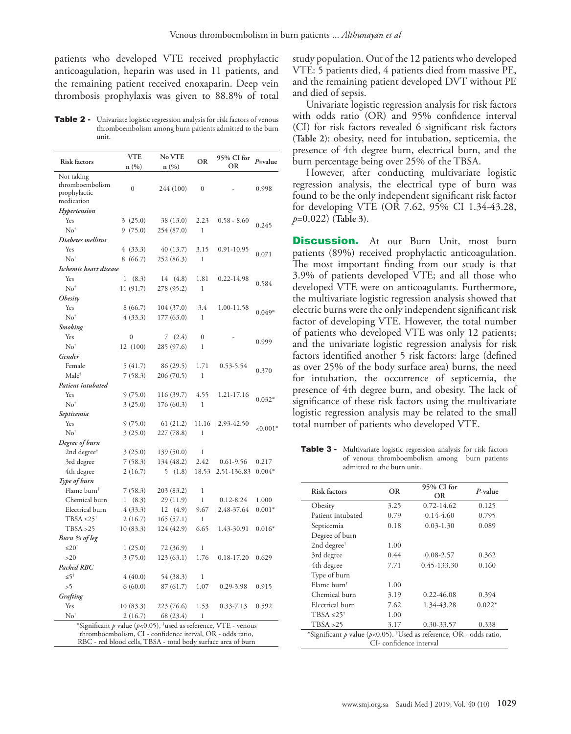patients who developed VTE received prophylactic anticoagulation, heparin was used in 11 patients, and the remaining patient received enoxaparin. Deep vein thrombosis prophylaxis was given to 88.8% of total study population. Out of the 12 patients who developed VTE: 5 patients died, 4 patients died from massive PE, and the remaining patient developed DVT without PE and died of sepsis.

Univariate logistic regression analysis for risk factors with odds ratio (OR) and 95% confidence interval (CI) for risk factors revealed 6 significant risk factors (**Table 2**): obesity, need for intubation, septicemia, the presence of 4th degree burn, electrical burn, and the burn percentage being over 25% of the TBSA.

However, after conducting multivariate logistic regression analysis, the electrical type of burn was found to be the only independent significant risk factor for developing VTE (OR 7.62, 95% CI 1.34-43.28, $p$=0.022) (**Table 3**).

**Table 2 -** Univariate logistic regression analysis for risk factors of venous thromboembolism among burn patients admitted to the burn unit.

| Risk factors | VTE n (%) | No VTE n (%) | OR | 95% CI for OR | $P$-value |
|---|---|---|---|---|---|
| Not taking thromboembolism prophylactic medication | 0 | 244 (100) | 0 | - | 0.998 |
| *Hypertension* | | | | | |
| Yes | 3 (25.0) | 38 (13.0) | 2.23 | 0.58 - 8.60 | 0.245 |
| No† | 9 (75.0) | 254 (87.0) | 1 | | |
| *Diabetes mellitus* | | | | | |
| Yes | 4 (33.3) | 40 (13.7) | 3.15 | 0.91-10.95 | 0.071 |
| No† | 8 (66.7) | 252 (86.3) | 1 | | |
| *Ischemic heart disease* | | | | | |
| Yes | 1 (8.3) | 14 (4.8) | 1.81 | 0.22-14.98 | 0.584 |
| No† | 11 (91.7) | 278 (95.2) | 1 | | |
| *Obesity* | | | | | |
| Yes | 8 (66.7) | 104 (37.0) | 3.4 | 1.00-11.58 | 0.049* |
| No† | 4 (33.3) | 177 (63.0) | 1 | | |
| *Smoking* | | | | | |
| Yes | 0 | 7 (2.4) | 0 | - | 0.999 |
| No† | 12 (100) | 285 (97.6) | 1 | | |
| *Gender* | | | | | |
| Female | 5 (41.7) | 86 (29.5) | 1.71 | 0.53-5.54 | 0.370 |
| Male† | 7 (58.3) | 206 (70.5) | 1 | | |
| *Patient intubated* | | | | | |
| Yes | 9 (75.0) | 116 (39.7) | 4.55 | 1.21-17.16 | 0.032* |
| No† | 3 (25.0) | 176 (60.3) | 1 | | |
| *Septicemia* | | | | | |
| Yes | 9 (75.0) | 61 (21.2) | 11.16 | 2.93-42.50 | <0.001* |
| No† | 3 (25.0) | 227 (78.8) | 1 | | |
| *Degree of burn* | | | | | |
| 2nd degree† | 3 (25.0) | 139 (50.0) | 1 | | |
| 3rd degree | 7 (58.3) | 134 (48.2) | 2.42 | 0.61-9.56 | 0.217 |
| 4th degree | 2 (16.7) | 5 (1.8) | 18.53 | 2.51-136.83 | 0.004* |
| *Type of burn* | | | | | |
| Flame burn† | 7 (58.3) | 203 (83.2) | 1 | | |
| Chemical burn | 1 (8.3) | 29 (11.9) | 1 | 0.12-8.24 | 1.000 |
| Electrical burn | 4 (33.3) | 12 (4.9) | 9.67 | 2.48-37.64 | 0.001* |
| TBSA ≤25† | 2 (16.7) | 165 (57.1) | 1 | | |
| TBSA >25 | 10 (83.3) | 124 (42.9) | 6.65 | 1.43-30.91 | 0.016* |
| *Burn % of leg* | | | | | |
| ≤20† | 1 (25.0) | 72 (36.9) | 1 | | |
| >20 | 3 (75.0) | 123 (63.1) | 1.76 | 0.18-17.20 | 0.629 |
| *Packed RBC* | | | | | |
| ≤5† | 4 (40.0) | 54 (38.3) | 1 | | |
| >5 | 6 (60.0) | 87 (61.7) | 1.07 | 0.29-3.98 | 0.915 |
| *Grafting* | | | | | |
| Yes | 10 (83.3) | 223 (76.6) | 1.53 | 0.33-7.13 | 0.592 |
| No† | 2 (16.7) | 68 (23.4) | 1 | | |

*Significant $p$ value ($p$<0.05), †used as reference, VTE - venous thromboembolism, CI - confidence interval, OR - odds ratio, RBC - red blood cells, TBSA - total body surface area of burn

## Discussion.

At our Burn Unit, most burn patients (89%) received prophylactic anticoagulation. The most important finding from our study is that 3.9% of patients developed VTE; and all those who developed VTE were on anticoagulants. Furthermore, the multivariate logistic regression analysis showed that electric burns were the only independent significant risk factor of developing VTE. However, the total number of patients who developed VTE was only 12 patients; and the univariate logistic regression analysis for risk factors identified another 5 risk factors: large (defined as over 25% of the body surface area) burns, the need for intubation, the occurrence of septicemia, the presence of 4th degree burn, and obesity. The lack of significance of these risk factors using the multivariate logistic regression analysis may be related to the small total number of patients who developed VTE.

**Table 3 -** Multivariate logistic regression analysis for risk factors of venous thromboembolism among burn patients admitted to the burn unit.

| Risk factors | OR | 95% CI for OR | $P$-value |
|---|---|---|---|
| Obesity | 3.25 | 0.72-14.62 | 0.125 |
| Patient intubated | 0.79 | 0.14-4.60 | 0.795 |
| Septicemia | 0.18 | 0.03-1.30 | 0.089 |
| Degree of burn | | | |
| 2nd degree† | 1.00 | | |
| 3rd degree | 0.44 | 0.08-2.57 | 0.362 |
| 4th degree | 7.71 | 0.45-133.30 | 0.160 |
| Type of burn | | | |
| Flame burn† | 1.00 | | |
| Chemical burn | 3.19 | 0.22-46.08 | 0.394 |
| Electrical burn | 7.62 | 1.34-43.28 | 0.022* |
| TBSA ≤25† | 1.00 | | |
| TBSA >25 | 3.17 | 0.30-33.57 | 0.338 |

*Significant $p$ value ($p$<0.05). †Used as reference, OR - odds ratio, CI- confidence interval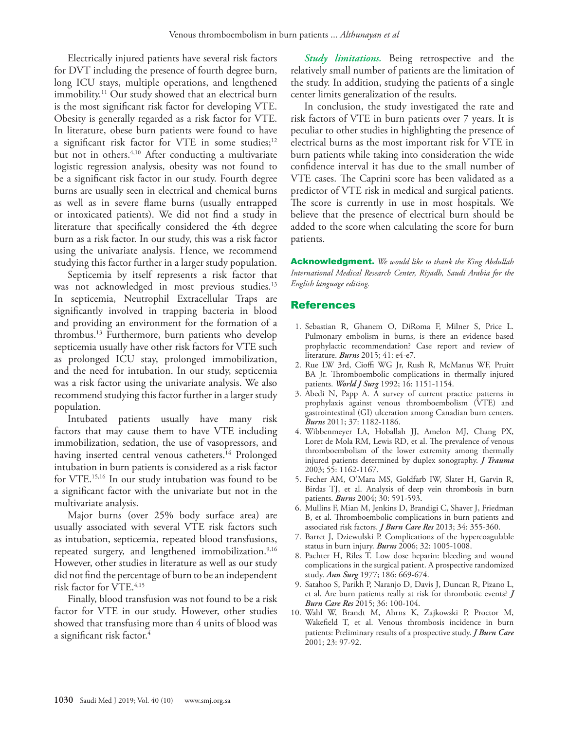Electrically injured patients have several risk factors for DVT including the presence of fourth degree burn, long ICU stays, multiple operations, and lengthened immobility.[11] Our study showed that an electrical burn is the most significant risk factor for developing VTE. Obesity is generally regarded as a risk factor for VTE. In literature, obese burn patients were found to have a significant risk factor for VTE in some studies;[12] but not in others.[4,10] After conducting a multivariate logistic regression analysis, obesity was not found to be a significant risk factor in our study. Fourth degree burns are usually seen in electrical and chemical burns as well as in severe flame burns (usually entrapped or intoxicated patients). We did not find a study in literature that specifically considered the 4th degree burn as a risk factor. In our study, this was a risk factor using the univariate analysis. Hence, we recommend studying this factor further in a larger study population.

Septicemia by itself represents a risk factor that was not acknowledged in most previous studies.[13] In septicemia, Neutrophil Extracellular Traps are significantly involved in trapping bacteria in blood and providing an environment for the formation of a thrombus.[13] Furthermore, burn patients who develop septicemia usually have other risk factors for VTE such as prolonged ICU stay, prolonged immobilization, and the need for intubation. In our study, septicemia was a risk factor using the univariate analysis. We also recommend studying this factor further in a larger study population.

Intubated patients usually have many risk factors that may cause them to have VTE including immobilization, sedation, the use of vasopressors, and having inserted central venous catheters.[14] Prolonged intubation in burn patients is considered as a risk factor for VTE.[15,16] In our study intubation was found to be a significant factor with the univariate but not in the multivariate analysis.

Major burns (over 25% body surface area) are usually associated with several VTE risk factors such as intubation, septicemia, repeated blood transfusions, repeated surgery, and lengthened immobilization.[9,16] However, other studies in literature as well as our study did not find the percentage of burn to be an independent risk factor for VTE.[4,15]

Finally, blood transfusion was not found to be a risk factor for VTE in our study. However, other studies showed that transfusing more than 4 units of blood was a significant risk factor.[4]

***Study limitations.*** Being retrospective and the relatively small number of patients are the limitation of the study. In addition, studying the patients of a single center limits generalization of the results.

In conclusion, the study investigated the rate and risk factors of VTE in burn patients over 7 years. It is peculiar to other studies in highlighting the presence of electrical burns as the most important risk for VTE in burn patients while taking into consideration the wide confidence interval it has due to the small number of VTE cases. The Caprini score has been validated as a predictor of VTE risk in medical and surgical patients. The score is currently in use in most hospitals. We believe that the presence of electrical burn should be added to the score when calculating the score for burn patients.

**Acknowledgment.** *We would like to thank the King Abdullah International Medical Research Center, Riyadh, Saudi Arabia for the English language editing.*

## References

1. Sebastian R, Ghanem O, DiRoma F, Milner S, Price L. Pulmonary embolism in burns, is there an evidence based prophylactic recommendation? Case report and review of literature. *Burns* 2015; 41: e4-e7.
2. Rue LW 3rd, Cioffi WG Jr, Rush R, McManus WF, Pruitt BA Jr. Thromboembolic complications in thermally injured patients. *World J Surg* 1992; 16: 1151-1154.
3. Abedi N, Papp A. A survey of current practice patterns in prophylaxis against venous thromboembolism (VTE) and gastrointestinal (GI) ulceration among Canadian burn centers. *Burns* 2011; 37: 1182-1186.
4. Wibbenmeyer LA, Hoballah JJ, Amelon MJ, Chang PX, Loret de Mola RM, Lewis RD, et al. The prevalence of venous thromboembolism of the lower extremity among thermally injured patients determined by duplex sonography. *J Trauma* 2003; 55: 1162-1167.
5. Fecher AM, O'Mara MS, Goldfarb IW, Slater H, Garvin R, Birdas TJ, et al. Analysis of deep vein thrombosis in burn patients. *Burns* 2004; 30: 591-593.
6. Mullins F, Mian M, Jenkins D, Brandigi C, Shaver J, Friedman B, et al. Thromboembolic complications in burn patients and associated risk factors. *J Burn Care Res* 2013; 34: 355-360.
7. Barret J, Dziewulski P. Complications of the hypercoagulable status in burn injury. *Burns* 2006; 32: 1005-1008.
8. Pachter H, Riles T. Low dose heparin: bleeding and wound complications in the surgical patient. A prospective randomized study. *Ann Surg* 1977; 186: 669-674.
9. Satahoo S, Parikh P, Naranjo D, Davis J, Duncan R, Pizano L, et al. Are burn patients really at risk for thrombotic events? *J Burn Care Res* 2015; 36: 100-104.
10. Wahl W, Brandt M, Ahrns K, Zajkowski P, Proctor M, Wakefield T, et al. Venous thrombosis incidence in burn patients: Preliminary results of a prospective study. *J Burn Care* 2001; 23: 97-92.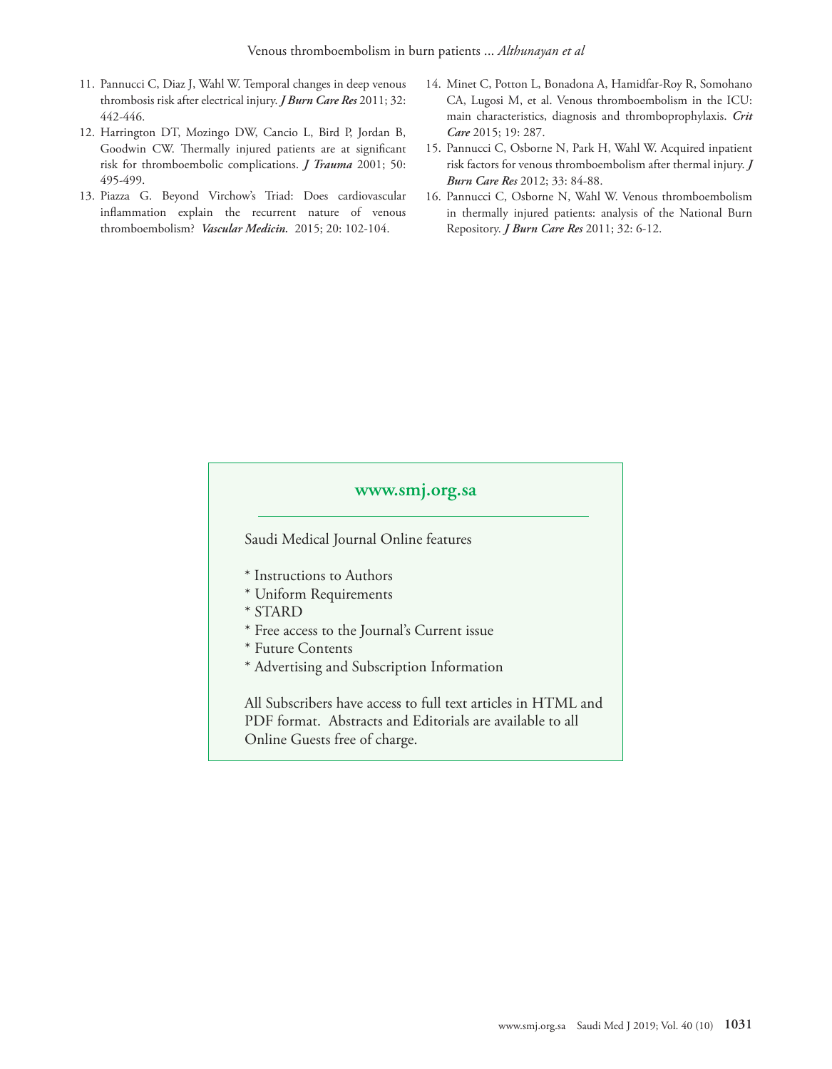11. Pannucci C, Diaz J, Wahl W. Temporal changes in deep venous thrombosis risk after electrical injury. ***J Burn Care Res*** 2011; 32: 442-446.
12. Harrington DT, Mozingo DW, Cancio L, Bird P, Jordan B, Goodwin CW. Thermally injured patients are at significant risk for thromboembolic complications. ***J Trauma*** 2001; 50: 495-499.
13. Piazza G. Beyond Virchow's Triad: Does cardiovascular inflammation explain the recurrent nature of venous thromboembolism? ***Vascular Medicin.*** 2015; 20: 102-104.
14. Minet C, Potton L, Bonadona A, Hamidfar-Roy R, Somohano CA, Lugosi M, et al. Venous thromboembolism in the ICU: main characteristics, diagnosis and thromboprophylaxis. ***Crit Care*** 2015; 19: 287.
15. Pannucci C, Osborne N, Park H, Wahl W. Acquired inpatient risk factors for venous thromboembolism after thermal injury. ***J Burn Care Res*** 2012; 33: 84-88.
16. Pannucci C, Osborne N, Wahl W. Venous thromboembolism in thermally injured patients: analysis of the National Burn Repository. ***J Burn Care Res*** 2011; 32: 6-12.

**www.smj.org.sa**

Saudi Medical Journal Online features

* Instructions to Authors
* Uniform Requirements
* STARD
* Free access to the Journal's Current issue
* Future Contents
* Advertising and Subscription Information

All Subscribers have access to full text articles in HTML and PDF format. Abstracts and Editorials are available to all Online Guests free of charge.